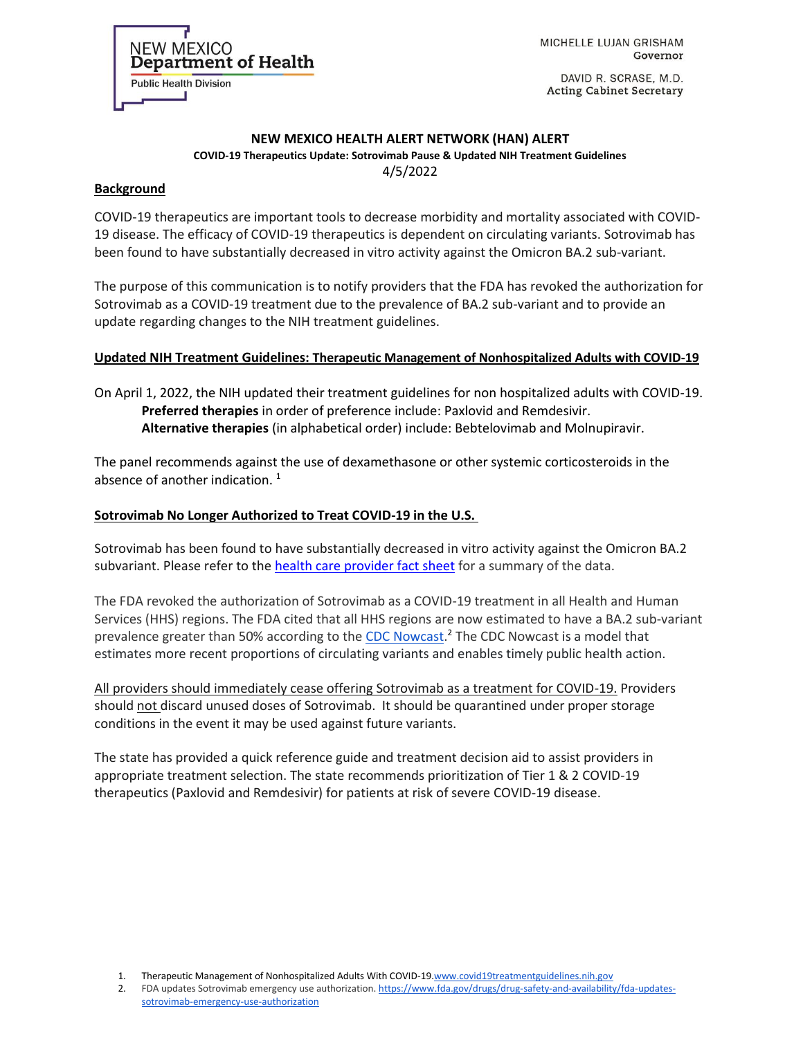NEW MEXICO
**Department of Health**
Public Health Division

MICHELLE LUJAN GRISHAM
Governor

DAVID R. SCRASE, M.D.
Acting Cabinet Secretary

# NEW MEXICO HEALTH ALERT NETWORK (HAN) ALERT

**COVID-19 Therapeutics Update: Sotrovimab Pause & Updated NIH Treatment Guidelines**

4/5/2022

## Background

COVID-19 therapeutics are important tools to decrease morbidity and mortality associated with COVID-19 disease. The efficacy of COVID-19 therapeutics is dependent on circulating variants. Sotrovimab has been found to have substantially decreased in vitro activity against the Omicron BA.2 sub-variant.

The purpose of this communication is to notify providers that the FDA has revoked the authorization for Sotrovimab as a COVID-19 treatment due to the prevalence of BA.2 sub-variant and to provide an update regarding changes to the NIH treatment guidelines.

## Updated NIH Treatment Guidelines: Therapeutic Management of Nonhospitalized Adults with COVID-19

On April 1, 2022, the NIH updated their treatment guidelines for non hospitalized adults with COVID-19.

**Preferred therapies** in order of preference include: Paxlovid and Remdesivir.
**Alternative therapies** (in alphabetical order) include: Bebtelovimab and Molnupiravir.

The panel recommends against the use of dexamethasone or other systemic corticosteroids in the absence of another indication. [1]

## Sotrovimab No Longer Authorized to Treat COVID-19 in the U.S.

Sotrovimab has been found to have substantially decreased in vitro activity against the Omicron BA.2 subvariant. Please refer to the health care provider fact sheet for a summary of the data.

The FDA revoked the authorization of Sotrovimab as a COVID-19 treatment in all Health and Human Services (HHS) regions. The FDA cited that all HHS regions are now estimated to have a BA.2 sub-variant prevalence greater than 50% according to the CDC Nowcast.[2] The CDC Nowcast is a model that estimates more recent proportions of circulating variants and enables timely public health action.

All providers should immediately cease offering Sotrovimab as a treatment for COVID-19. Providers should not discard unused doses of Sotrovimab. It should be quarantined under proper storage conditions in the event it may be used against future variants.

The state has provided a quick reference guide and treatment decision aid to assist providers in appropriate treatment selection. The state recommends prioritization of Tier 1 & 2 COVID-19 therapeutics (Paxlovid and Remdesivir) for patients at risk of severe COVID-19 disease.

1. Therapeutic Management of Nonhospitalized Adults With COVID-19.www.covid19treatmentguidelines.nih.gov
2. FDA updates Sotrovimab emergency use authorization. https://www.fda.gov/drugs/drug-safety-and-availability/fda-updates-sotrovimab-emergency-use-authorization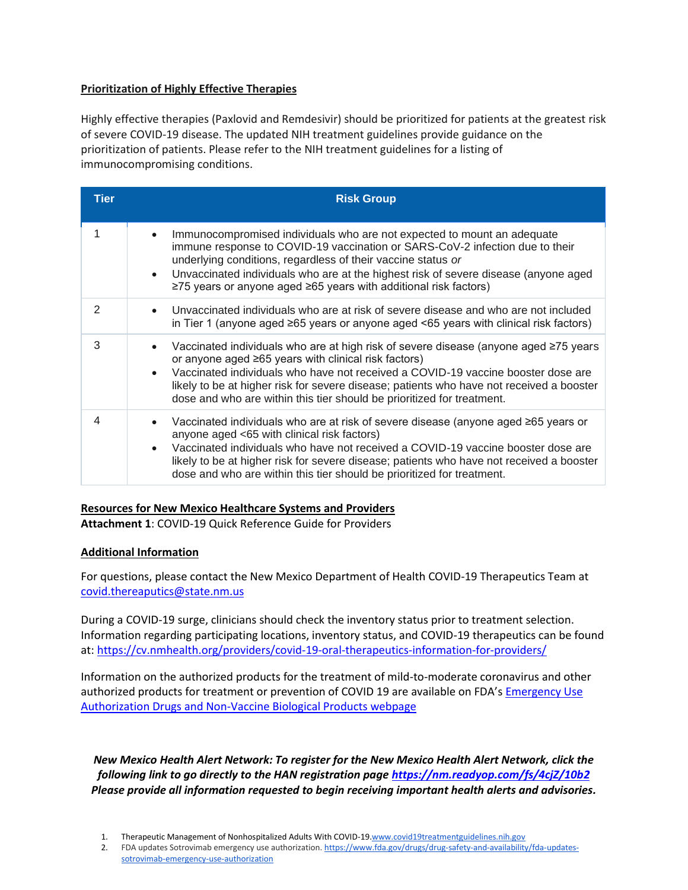**Prioritization of Highly Effective Therapies**

Highly effective therapies (Paxlovid and Remdesivir) should be prioritized for patients at the greatest risk of severe COVID-19 disease. The updated NIH treatment guidelines provide guidance on the prioritization of patients. Please refer to the NIH treatment guidelines for a listing of immunocompromising conditions.

| Tier | Risk Group |
|---|---|
| 1 | • Immunocompromised individuals who are not expected to mount an adequate immune response to COVID-19 vaccination or SARS-CoV-2 infection due to their underlying conditions, regardless of their vaccine status *or*<br>• Unvaccinated individuals who are at the highest risk of severe disease (anyone aged ≥75 years or anyone aged ≥65 years with additional risk factors) |
| 2 | • Unvaccinated individuals who are at risk of severe disease and who are not included in Tier 1 (anyone aged ≥65 years or anyone aged <65 years with clinical risk factors) |
| 3 | • Vaccinated individuals who are at high risk of severe disease (anyone aged ≥75 years or anyone aged ≥65 years with clinical risk factors)<br>• Vaccinated individuals who have not received a COVID-19 vaccine booster dose are likely to be at higher risk for severe disease; patients who have not received a booster dose and who are within this tier should be prioritized for treatment. |
| 4 | • Vaccinated individuals who are at risk of severe disease (anyone aged ≥65 years or anyone aged <65 with clinical risk factors)<br>• Vaccinated individuals who have not received a COVID-19 vaccine booster dose are likely to be at higher risk for severe disease; patients who have not received a booster dose and who are within this tier should be prioritized for treatment. |

**Resources for New Mexico Healthcare Systems and Providers**

**Attachment 1**: COVID-19 Quick Reference Guide for Providers

**Additional Information**

For questions, please contact the New Mexico Department of Health COVID-19 Therapeutics Team at covid.thereaputics@state.nm.us

During a COVID-19 surge, clinicians should check the inventory status prior to treatment selection. Information regarding participating locations, inventory status, and COVID-19 therapeutics can be found at: https://cv.nmhealth.org/providers/covid-19-oral-therapeutics-information-for-providers/

Information on the authorized products for the treatment of mild-to-moderate coronavirus and other authorized products for treatment or prevention of COVID 19 are available on FDA's Emergency Use Authorization Drugs and Non-Vaccine Biological Products webpage

***New Mexico Health Alert Network: To register for the New Mexico Health Alert Network, click the following link to go directly to the HAN registration page https://nm.readyop.com/fs/4cjZ/10b2 Please provide all information requested to begin receiving important health alerts and advisories.***

1. Therapeutic Management of Nonhospitalized Adults With COVID-19.www.covid19treatmentguidelines.nih.gov
2. FDA updates Sotrovimab emergency use authorization. https://www.fda.gov/drugs/drug-safety-and-availability/fda-updates-sotrovimab-emergency-use-authorization